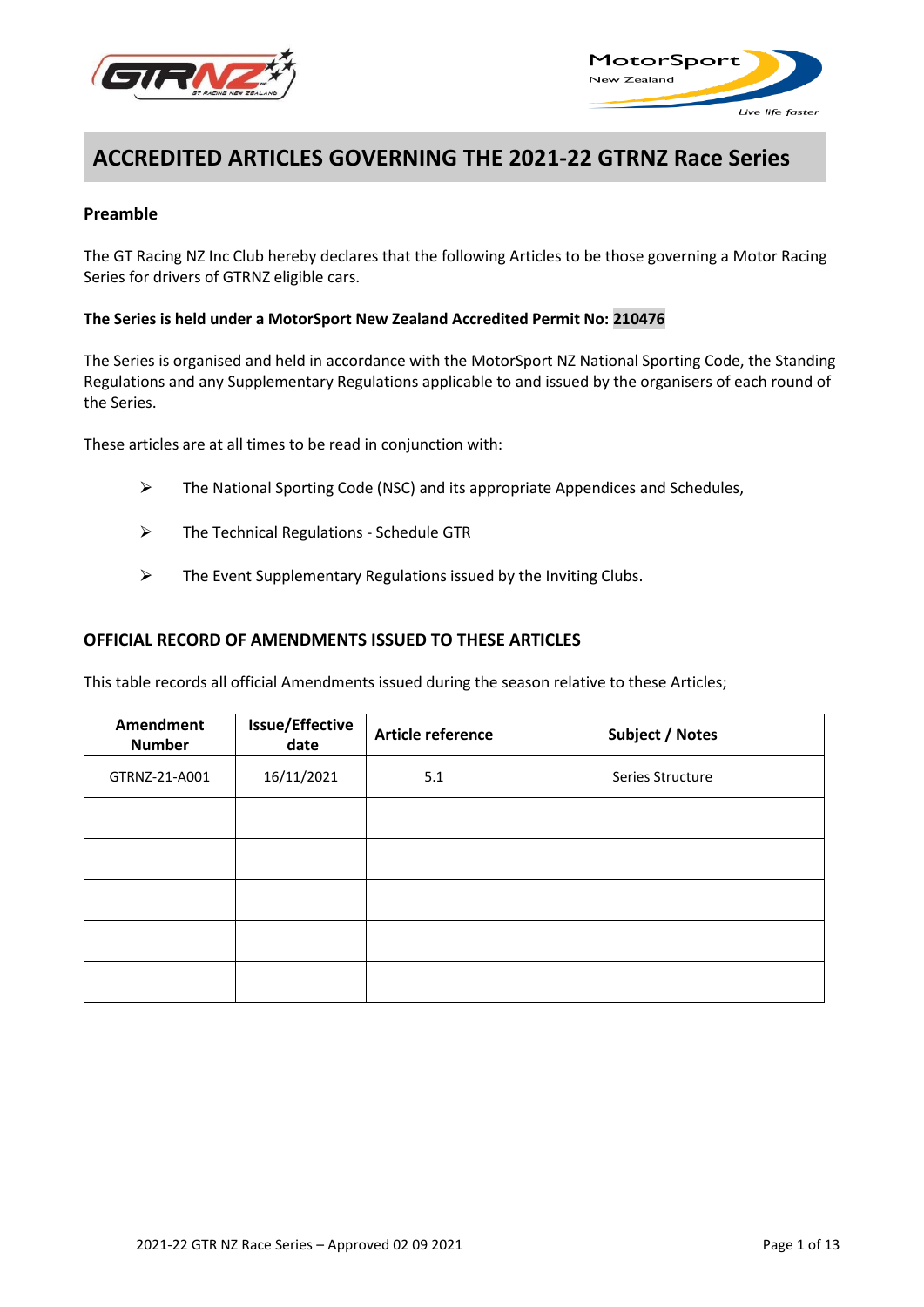# ACCREDITED ARTICLES GOVERNING THE 2021-22 GTRNZ Race Series

## Preamble

The GT Racing NZ Inc Club hereby declares that the following Articles to be those governing a Motor Racing Series for drivers of GTRNZ eligible cars.

**The Series is held under a MotorSport New Zealand Accredited Permit No: 210476**

The Series is organised and held in accordance with the MotorSport NZ National Sporting Code, the Standing Regulations and any Supplementary Regulations applicable to and issued by the organisers of each round of the Series.

These articles are at all times to be read in conjunction with:

- The National Sporting Code (NSC) and its appropriate Appendices and Schedules,
- The Technical Regulations - Schedule GTR
- The Event Supplementary Regulations issued by the Inviting Clubs.

## OFFICIAL RECORD OF AMENDMENTS ISSUED TO THESE ARTICLES

This table records all official Amendments issued during the season relative to these Articles;

| Amendment Number | Issue/Effective date | Article reference | Subject / Notes |
|---|---|---|---|
| GTRNZ-21-A001 | 16/11/2021 | 5.1 | Series Structure |
| | | | |
| | | | |
| | | | |
| | | | |
| | | | |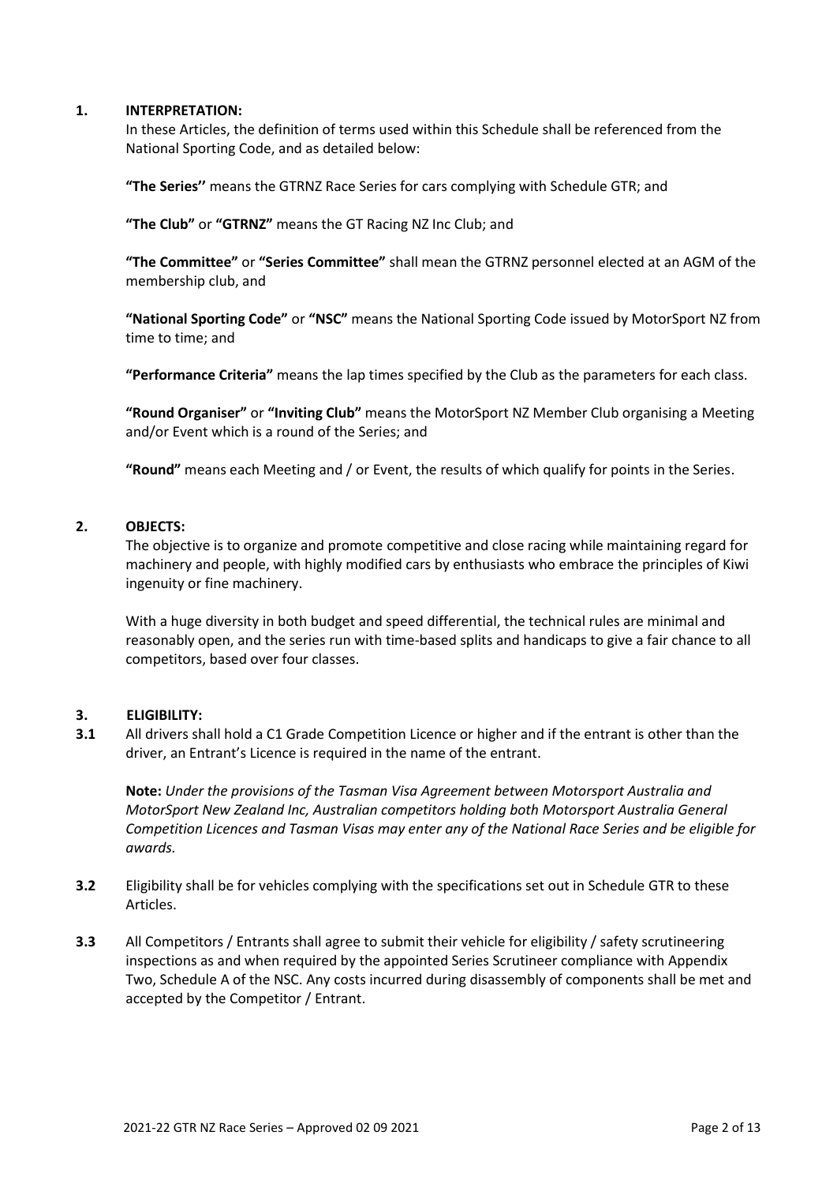## 1. INTERPRETATION:

In these Articles, the definition of terms used within this Schedule shall be referenced from the National Sporting Code, and as detailed below:

**"The Series''** means the GTRNZ Race Series for cars complying with Schedule GTR; and

**"The Club"** or **"GTRNZ"** means the GT Racing NZ Inc Club; and

**"The Committee"** or **"Series Committee"** shall mean the GTRNZ personnel elected at an AGM of the membership club, and

**"National Sporting Code"** or **"NSC"** means the National Sporting Code issued by MotorSport NZ from time to time; and

**"Performance Criteria"** means the lap times specified by the Club as the parameters for each class.

**"Round Organiser"** or **"Inviting Club"** means the MotorSport NZ Member Club organising a Meeting and/or Event which is a round of the Series; and

**"Round"** means each Meeting and / or Event, the results of which qualify for points in the Series.

## 2. OBJECTS:

The objective is to organize and promote competitive and close racing while maintaining regard for machinery and people, with highly modified cars by enthusiasts who embrace the principles of Kiwi ingenuity or fine machinery.

With a huge diversity in both budget and speed differential, the technical rules are minimal and reasonably open, and the series run with time-based splits and handicaps to give a fair chance to all competitors, based over four classes.

## 3. ELIGIBILITY:

**3.1** All drivers shall hold a C1 Grade Competition Licence or higher and if the entrant is other than the driver, an Entrant's Licence is required in the name of the entrant.

**Note:** *Under the provisions of the Tasman Visa Agreement between Motorsport Australia and MotorSport New Zealand Inc, Australian competitors holding both Motorsport Australia General Competition Licences and Tasman Visas may enter any of the National Race Series and be eligible for awards.*

**3.2** Eligibility shall be for vehicles complying with the specifications set out in Schedule GTR to these Articles.

**3.3** All Competitors / Entrants shall agree to submit their vehicle for eligibility / safety scrutineering inspections as and when required by the appointed Series Scrutineer compliance with Appendix Two, Schedule A of the NSC. Any costs incurred during disassembly of components shall be met and accepted by the Competitor / Entrant.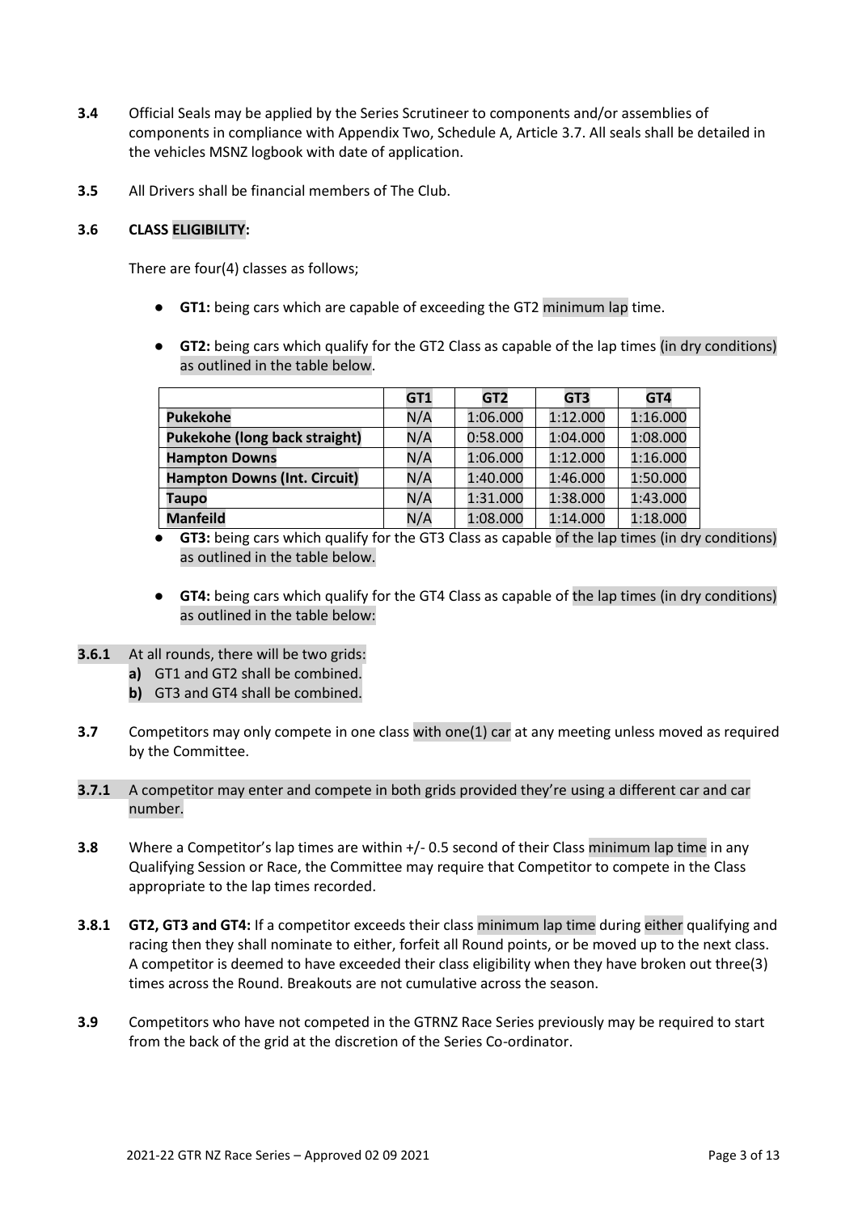**3.4** Official Seals may be applied by the Series Scrutineer to components and/or assemblies of components in compliance with Appendix Two, Schedule A, Article 3.7. All seals shall be detailed in the vehicles MSNZ logbook with date of application.

**3.5** All Drivers shall be financial members of The Club.

**3.6 CLASS ELIGIBILITY:**

There are four(4) classes as follows;

- **GT1:** being cars which are capable of exceeding the GT2 minimum lap time.
- **GT2:** being cars which qualify for the GT2 Class as capable of the lap times (in dry conditions) as outlined in the table below.

| | GT1 | GT2 | GT3 | GT4 |
|---|---|---|---|---|
| **Pukekohe** | N/A | 1:06.000 | 1:12.000 | 1:16.000 |
| **Pukekohe (long back straight)** | N/A | 0:58.000 | 1:04.000 | 1:08.000 |
| **Hampton Downs** | N/A | 1:06.000 | 1:12.000 | 1:16.000 |
| **Hampton Downs (Int. Circuit)** | N/A | 1:40.000 | 1:46.000 | 1:50.000 |
| **Taupo** | N/A | 1:31.000 | 1:38.000 | 1:43.000 |
| **Manfeild** | N/A | 1:08.000 | 1:14.000 | 1:18.000 |

- **GT3:** being cars which qualify for the GT3 Class as capable of the lap times (in dry conditions) as outlined in the table below.
- **GT4:** being cars which qualify for the GT4 Class as capable of the lap times (in dry conditions) as outlined in the table below:

**3.6.1** At all rounds, there will be two grids:

**a)** GT1 and GT2 shall be combined.

**b)** GT3 and GT4 shall be combined.

**3.7** Competitors may only compete in one class with one(1) car at any meeting unless moved as required by the Committee.

**3.7.1** A competitor may enter and compete in both grids provided they're using a different car and car number.

**3.8** Where a Competitor's lap times are within +/- 0.5 second of their Class minimum lap time in any Qualifying Session or Race, the Committee may require that Competitor to compete in the Class appropriate to the lap times recorded.

**3.8.1 GT2, GT3 and GT4:** If a competitor exceeds their class minimum lap time during either qualifying and racing then they shall nominate to either, forfeit all Round points, or be moved up to the next class. A competitor is deemed to have exceeded their class eligibility when they have broken out three(3) times across the Round. Breakouts are not cumulative across the season.

**3.9** Competitors who have not competed in the GTRNZ Race Series previously may be required to start from the back of the grid at the discretion of the Series Co-ordinator.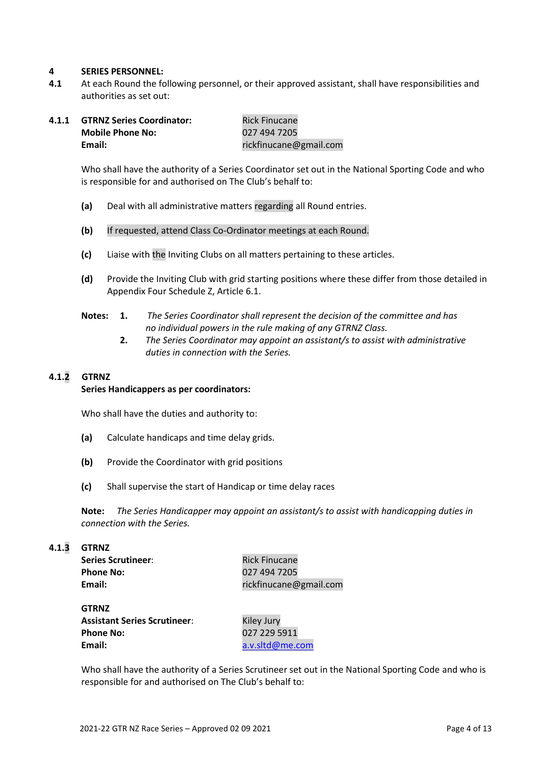## 4 SERIES PERSONNEL:

**4.1** At each Round the following personnel, or their approved assistant, shall have responsibilities and authorities as set out:

**4.1.1 GTRNZ Series Coordinator:** Rick Finucane
**Mobile Phone No:** 027 494 7205
**Email:** rickfinucane@gmail.com

Who shall have the authority of a Series Coordinator set out in the National Sporting Code and who is responsible for and authorised on The Club's behalf to:

**(a)** Deal with all administrative matters regarding all Round entries.

**(b)** If requested, attend Class Co-Ordinator meetings at each Round.

**(c)** Liaise with the Inviting Clubs on all matters pertaining to these articles.

**(d)** Provide the Inviting Club with grid starting positions where these differ from those detailed in Appendix Four Schedule Z, Article 6.1.

**Notes:**
**1.** *The Series Coordinator shall represent the decision of the committee and has no individual powers in the rule making of any GTRNZ Class.*
**2.** *The Series Coordinator may appoint an assistant/s to assist with administrative duties in connection with the Series.*

**4.1.2 GTRNZ**
**Series Handicappers as per coordinators:**

Who shall have the duties and authority to:

**(a)** Calculate handicaps and time delay grids.

**(b)** Provide the Coordinator with grid positions

**(c)** Shall supervise the start of Handicap or time delay races

**Note:** *The Series Handicapper may appoint an assistant/s to assist with handicapping duties in connection with the Series.*

**4.1.3 GTRNZ**
**Series Scrutineer:** Rick Finucane
**Phone No:** 027 494 7205
**Email:** rickfinucane@gmail.com

**GTRNZ**
**Assistant Series Scrutineer:** Kiley Jury
**Phone No:** 027 229 5911
**Email:** a.v.sltd@me.com

Who shall have the authority of a Series Scrutineer set out in the National Sporting Code and who is responsible for and authorised on The Club's behalf to: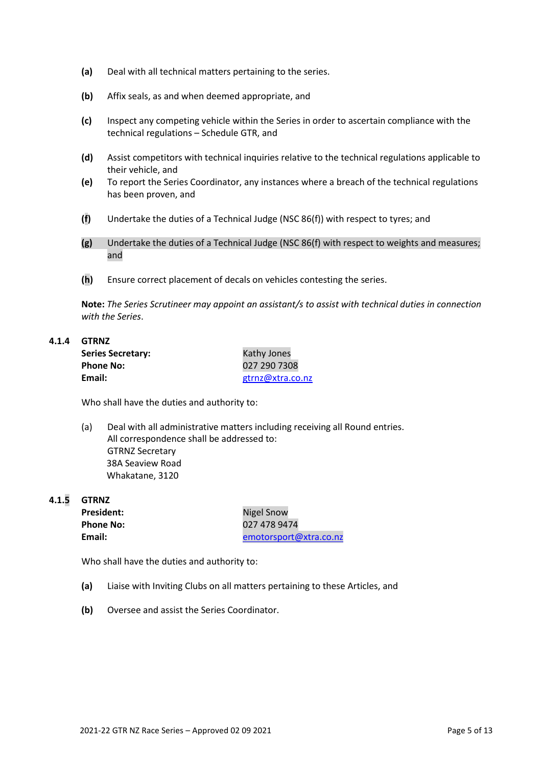**(a)** Deal with all technical matters pertaining to the series.

**(b)** Affix seals, as and when deemed appropriate, and

**(c)** Inspect any competing vehicle within the Series in order to ascertain compliance with the technical regulations – Schedule GTR, and

**(d)** Assist competitors with technical inquiries relative to the technical regulations applicable to their vehicle, and

**(e)** To report the Series Coordinator, any instances where a breach of the technical regulations has been proven, and

**(f)** Undertake the duties of a Technical Judge (NSC 86(f)) with respect to tyres; and

**(g)** Undertake the duties of a Technical Judge (NSC 86(f) with respect to weights and measures; and

**(h)** Ensure correct placement of decals on vehicles contesting the series.

**Note:** *The Series Scrutineer may appoint an assistant/s to assist with technical duties in connection with the Series.*

**4.1.4 GTRNZ**

| | |
|---|---|
| **Series Secretary:** | Kathy Jones |
| **Phone No:** | 027 290 7308 |
| **Email:** | gtrnz@xtra.co.nz |

Who shall have the duties and authority to:

(a) Deal with all administrative matters including receiving all Round entries.
All correspondence shall be addressed to:
GTRNZ Secretary
38A Seaview Road
Whakatane, 3120

**4.1.5 GTRNZ**

| | |
|---|---|
| **President:** | Nigel Snow |
| **Phone No:** | 027 478 9474 |
| **Email:** | emotorsport@xtra.co.nz |

Who shall have the duties and authority to:

**(a)** Liaise with Inviting Clubs on all matters pertaining to these Articles, and

**(b)** Oversee and assist the Series Coordinator.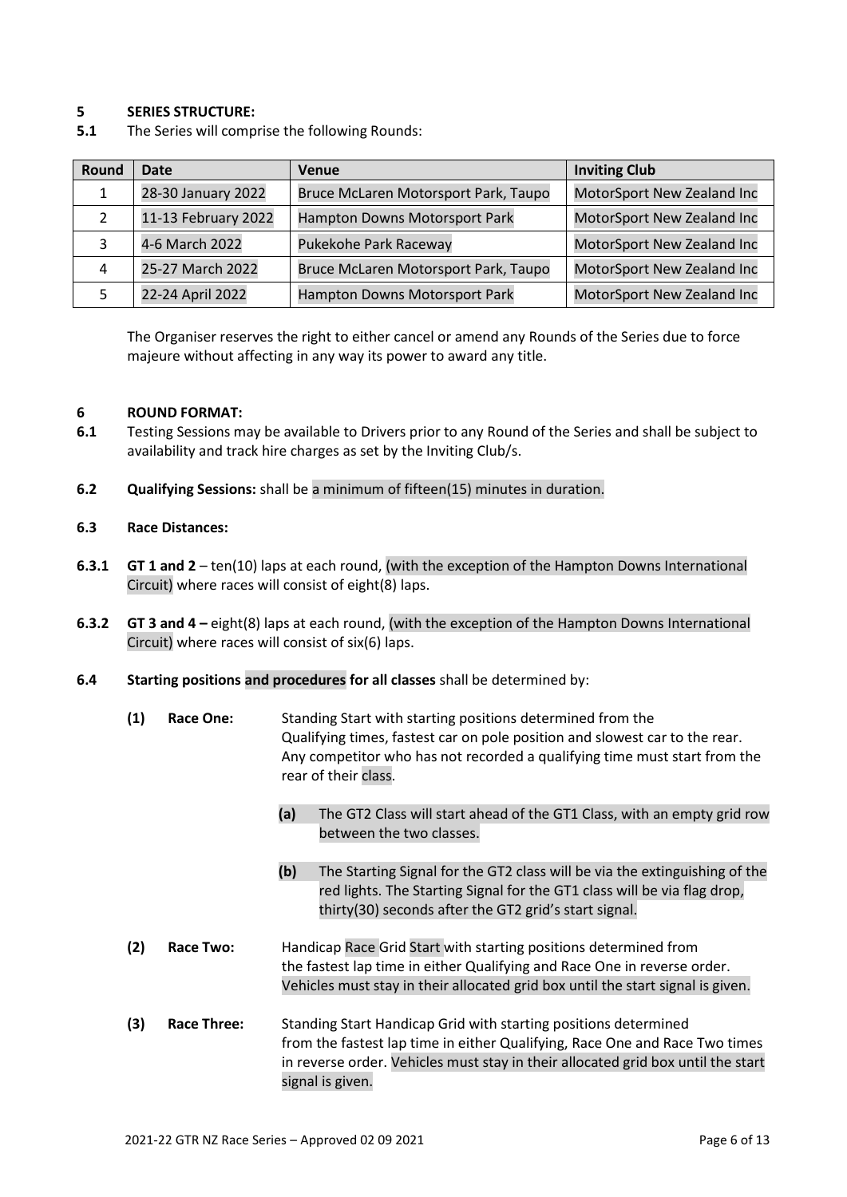## 5 SERIES STRUCTURE:

**5.1** The Series will comprise the following Rounds:

| Round | Date | Venue | Inviting Club |
|---|---|---|---|
| 1 | 28-30 January 2022 | Bruce McLaren Motorsport Park, Taupo | MotorSport New Zealand Inc |
| 2 | 11-13 February 2022 | Hampton Downs Motorsport Park | MotorSport New Zealand Inc |
| 3 | 4-6 March 2022 | Pukekohe Park Raceway | MotorSport New Zealand Inc |
| 4 | 25-27 March 2022 | Bruce McLaren Motorsport Park, Taupo | MotorSport New Zealand Inc |
| 5 | 22-24 April 2022 | Hampton Downs Motorsport Park | MotorSport New Zealand Inc |

The Organiser reserves the right to either cancel or amend any Rounds of the Series due to force majeure without affecting in any way its power to award any title.

## 6 ROUND FORMAT:

**6.1** Testing Sessions may be available to Drivers prior to any Round of the Series and shall be subject to availability and track hire charges as set by the Inviting Club/s.

**6.2** **Qualifying Sessions:** shall be a minimum of fifteen(15) minutes in duration.

**6.3** **Race Distances:**

**6.3.1** **GT 1 and 2** – ten(10) laps at each round, (with the exception of the Hampton Downs International Circuit) where races will consist of eight(8) laps.

**6.3.2** **GT 3 and 4 –** eight(8) laps at each round, (with the exception of the Hampton Downs International Circuit) where races will consist of six(6) laps.

**6.4** **Starting positions and procedures for all classes** shall be determined by:

**(1)** **Race One:** Standing Start with starting positions determined from the Qualifying times, fastest car on pole position and slowest car to the rear. Any competitor who has not recorded a qualifying time must start from the rear of their class.

- **(a)** The GT2 Class will start ahead of the GT1 Class, with an empty grid row between the two classes.
- **(b)** The Starting Signal for the GT2 class will be via the extinguishing of the red lights. The Starting Signal for the GT1 class will be via flag drop, thirty(30) seconds after the GT2 grid's start signal.

**(2)** **Race Two:** Handicap Race Grid Start with starting positions determined from the fastest lap time in either Qualifying and Race One in reverse order. Vehicles must stay in their allocated grid box until the start signal is given.

**(3)** **Race Three:** Standing Start Handicap Grid with starting positions determined from the fastest lap time in either Qualifying, Race One and Race Two times in reverse order. Vehicles must stay in their allocated grid box until the start signal is given.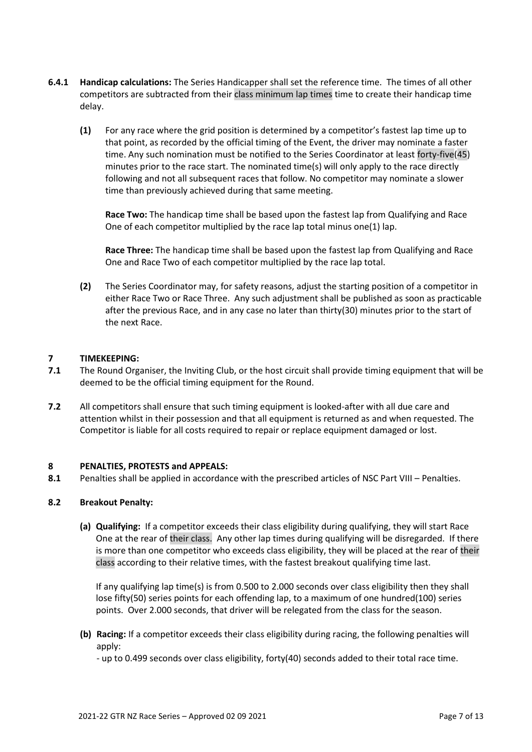**6.4.1 Handicap calculations:** The Series Handicapper shall set the reference time. The times of all other competitors are subtracted from their class minimum lap times time to create their handicap time delay.

**(1)** For any race where the grid position is determined by a competitor's fastest lap time up to that point, as recorded by the official timing of the Event, the driver may nominate a faster time. Any such nomination must be notified to the Series Coordinator at least forty-five(45) minutes prior to the race start. The nominated time(s) will only apply to the race directly following and not all subsequent races that follow. No competitor may nominate a slower time than previously achieved during that same meeting.

**Race Two:** The handicap time shall be based upon the fastest lap from Qualifying and Race One of each competitor multiplied by the race lap total minus one(1) lap.

**Race Three:** The handicap time shall be based upon the fastest lap from Qualifying and Race One and Race Two of each competitor multiplied by the race lap total.

**(2)** The Series Coordinator may, for safety reasons, adjust the starting position of a competitor in either Race Two or Race Three. Any such adjustment shall be published as soon as practicable after the previous Race, and in any case no later than thirty(30) minutes prior to the start of the next Race.

## 7 TIMEKEEPING:

**7.1** The Round Organiser, the Inviting Club, or the host circuit shall provide timing equipment that will be deemed to be the official timing equipment for the Round.

**7.2** All competitors shall ensure that such timing equipment is looked-after with all due care and attention whilst in their possession and that all equipment is returned as and when requested. The Competitor is liable for all costs required to repair or replace equipment damaged or lost.

## 8 PENALTIES, PROTESTS and APPEALS:

**8.1** Penalties shall be applied in accordance with the prescribed articles of NSC Part VIII – Penalties.

**8.2 Breakout Penalty:**

**(a) Qualifying:** If a competitor exceeds their class eligibility during qualifying, they will start Race One at the rear of their class. Any other lap times during qualifying will be disregarded. If there is more than one competitor who exceeds class eligibility, they will be placed at the rear of their class according to their relative times, with the fastest breakout qualifying time last.

If any qualifying lap time(s) is from 0.500 to 2.000 seconds over class eligibility then they shall lose fifty(50) series points for each offending lap, to a maximum of one hundred(100) series points. Over 2.000 seconds, that driver will be relegated from the class for the season.

**(b) Racing:** If a competitor exceeds their class eligibility during racing, the following penalties will apply:

- up to 0.499 seconds over class eligibility, forty(40) seconds added to their total race time.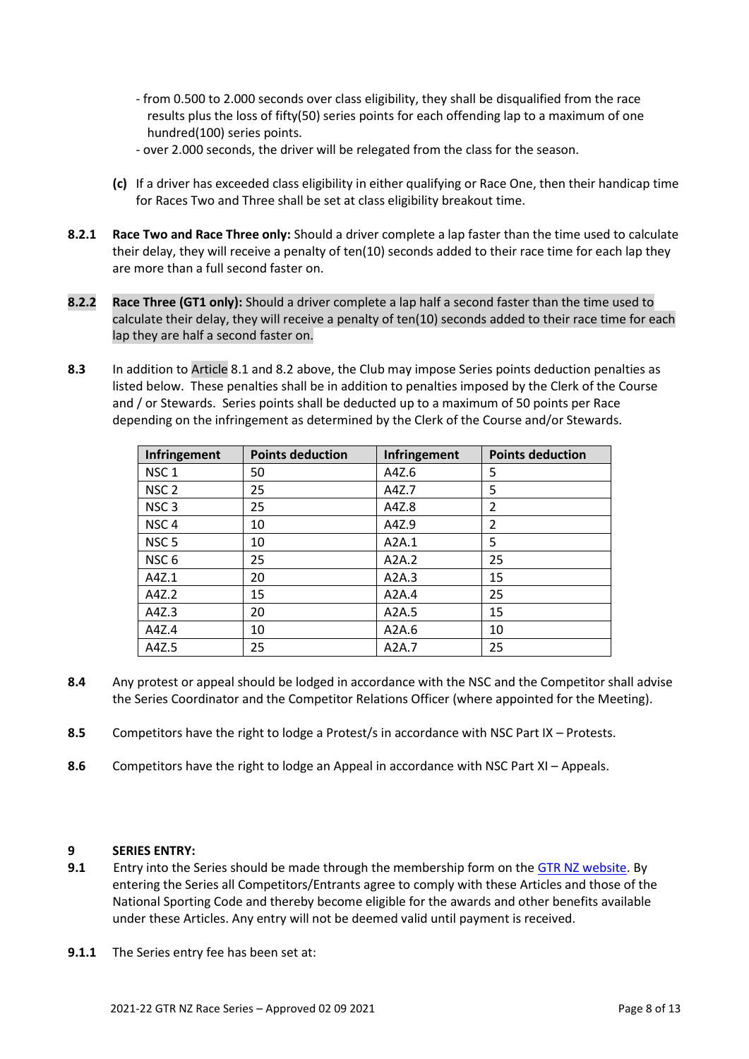- from 0.500 to 2.000 seconds over class eligibility, they shall be disqualified from the race results plus the loss of fifty(50) series points for each offending lap to a maximum of one hundred(100) series points.
- over 2.000 seconds, the driver will be relegated from the class for the season.

**(c)** If a driver has exceeded class eligibility in either qualifying or Race One, then their handicap time for Races Two and Three shall be set at class eligibility breakout time.

**8.2.1** **Race Two and Race Three only:** Should a driver complete a lap faster than the time used to calculate their delay, they will receive a penalty of ten(10) seconds added to their race time for each lap they are more than a full second faster on.

**8.2.2** **Race Three (GT1 only):** Should a driver complete a lap half a second faster than the time used to calculate their delay, they will receive a penalty of ten(10) seconds added to their race time for each lap they are half a second faster on.

**8.3** In addition to Article 8.1 and 8.2 above, the Club may impose Series points deduction penalties as listed below. These penalties shall be in addition to penalties imposed by the Clerk of the Course and / or Stewards. Series points shall be deducted up to a maximum of 50 points per Race depending on the infringement as determined by the Clerk of the Course and/or Stewards.

| Infringement | Points deduction | Infringement | Points deduction |
|---|---|---|---|
| NSC 1 | 50 | A4Z.6 | 5 |
| NSC 2 | 25 | A4Z.7 | 5 |
| NSC 3 | 25 | A4Z.8 | 2 |
| NSC 4 | 10 | A4Z.9 | 2 |
| NSC 5 | 10 | A2A.1 | 5 |
| NSC 6 | 25 | A2A.2 | 25 |
| A4Z.1 | 20 | A2A.3 | 15 |
| A4Z.2 | 15 | A2A.4 | 25 |
| A4Z.3 | 20 | A2A.5 | 15 |
| A4Z.4 | 10 | A2A.6 | 10 |
| A4Z.5 | 25 | A2A.7 | 25 |

**8.4** Any protest or appeal should be lodged in accordance with the NSC and the Competitor shall advise the Series Coordinator and the Competitor Relations Officer (where appointed for the Meeting).

**8.5** Competitors have the right to lodge a Protest/s in accordance with NSC Part IX – Protests.

**8.6** Competitors have the right to lodge an Appeal in accordance with NSC Part XI – Appeals.

## 9 SERIES ENTRY:

**9.1** Entry into the Series should be made through the membership form on the GTR NZ website. By entering the Series all Competitors/Entrants agree to comply with these Articles and those of the National Sporting Code and thereby become eligible for the awards and other benefits available under these Articles. Any entry will not be deemed valid until payment is received.

**9.1.1** The Series entry fee has been set at: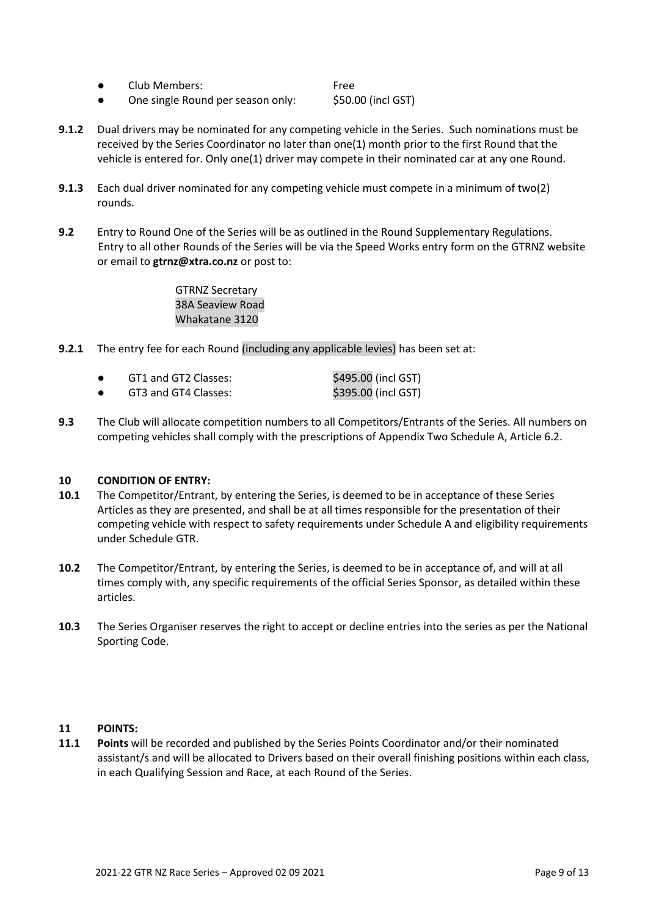- Club Members: Free
- One single Round per season only: $50.00 (incl GST)

**9.1.2** Dual drivers may be nominated for any competing vehicle in the Series. Such nominations must be received by the Series Coordinator no later than one(1) month prior to the first Round that the vehicle is entered for. Only one(1) driver may compete in their nominated car at any one Round.

**9.1.3** Each dual driver nominated for any competing vehicle must compete in a minimum of two(2) rounds.

**9.2** Entry to Round One of the Series will be as outlined in the Round Supplementary Regulations. Entry to all other Rounds of the Series will be via the Speed Works entry form on the GTRNZ website or email to **gtrnz@xtra.co.nz** or post to:

GTRNZ Secretary
38A Seaview Road
Whakatane 3120

**9.2.1** The entry fee for each Round (including any applicable levies) has been set at:

- GT1 and GT2 Classes: $495.00 (incl GST)
- GT3 and GT4 Classes: $395.00 (incl GST)

**9.3** The Club will allocate competition numbers to all Competitors/Entrants of the Series. All numbers on competing vehicles shall comply with the prescriptions of Appendix Two Schedule A, Article 6.2.

## 10 CONDITION OF ENTRY:

**10.1** The Competitor/Entrant, by entering the Series, is deemed to be in acceptance of these Series Articles as they are presented, and shall be at all times responsible for the presentation of their competing vehicle with respect to safety requirements under Schedule A and eligibility requirements under Schedule GTR.

**10.2** The Competitor/Entrant, by entering the Series, is deemed to be in acceptance of, and will at all times comply with, any specific requirements of the official Series Sponsor, as detailed within these articles.

**10.3** The Series Organiser reserves the right to accept or decline entries into the series as per the National Sporting Code.

## 11 POINTS:

**11.1** **Points** will be recorded and published by the Series Points Coordinator and/or their nominated assistant/s and will be allocated to Drivers based on their overall finishing positions within each class, in each Qualifying Session and Race, at each Round of the Series.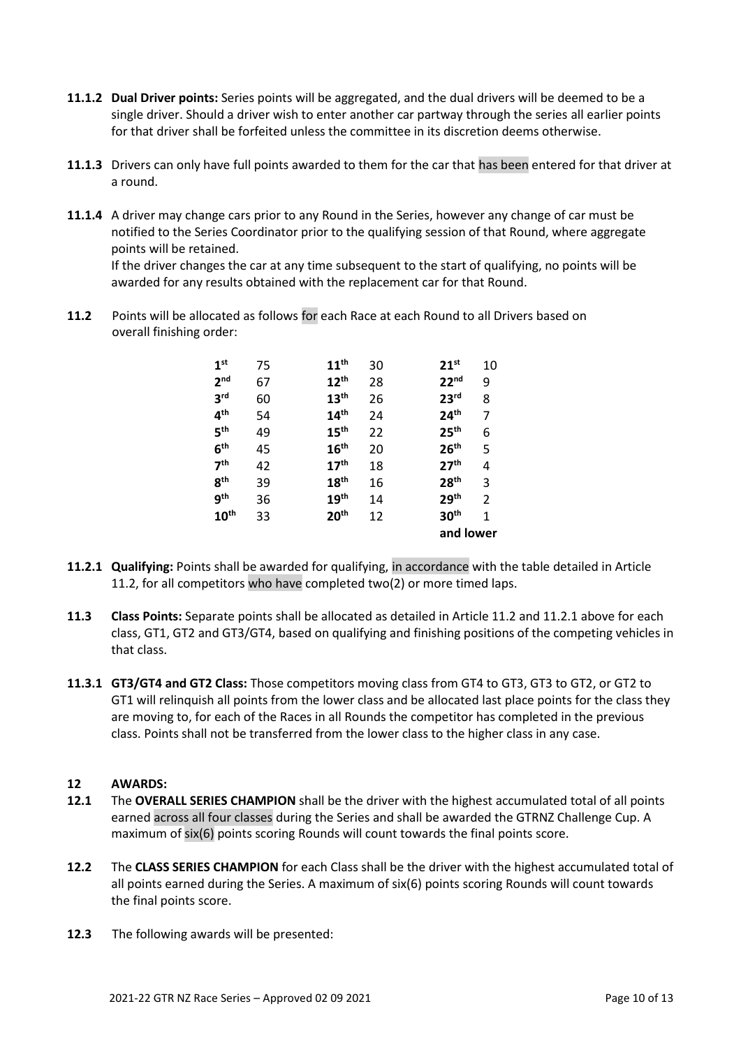**11.1.2** **Dual Driver points:** Series points will be aggregated, and the dual drivers will be deemed to be a single driver. Should a driver wish to enter another car partway through the series all earlier points for that driver shall be forfeited unless the committee in its discretion deems otherwise.

**11.1.3** Drivers can only have full points awarded to them for the car that has been entered for that driver at a round.

**11.1.4** A driver may change cars prior to any Round in the Series, however any change of car must be notified to the Series Coordinator prior to the qualifying session of that Round, where aggregate points will be retained.
If the driver changes the car at any time subsequent to the start of qualifying, no points will be awarded for any results obtained with the replacement car for that Round.

**11.2** Points will be allocated as follows for each Race at each Round to all Drivers based on overall finishing order:

| Position | Points | Position | Points | Position | Points |
|---|---|---|---|---|---|
| **1st** | 75 | **11th** | 30 | **21st** | 10 |
| **2nd** | 67 | **12th** | 28 | **22nd** | 9 |
| **3rd** | 60 | **13th** | 26 | **23rd** | 8 |
| **4th** | 54 | **14th** | 24 | **24th** | 7 |
| **5th** | 49 | **15th** | 22 | **25th** | 6 |
| **6th** | 45 | **16th** | 20 | **26th** | 5 |
| **7th** | 42 | **17th** | 18 | **27th** | 4 |
| **8th** | 39 | **18th** | 16 | **28th** | 3 |
| **9th** | 36 | **19th** | 14 | **29th** | 2 |
| **10th** | 33 | **20th** | 12 | **30th and lower** | 1 |

**11.2.1** **Qualifying:** Points shall be awarded for qualifying, in accordance with the table detailed in Article 11.2, for all competitors who have completed two(2) or more timed laps.

**11.3** **Class Points:** Separate points shall be allocated as detailed in Article 11.2 and 11.2.1 above for each class, GT1, GT2 and GT3/GT4, based on qualifying and finishing positions of the competing vehicles in that class.

**11.3.1** **GT3/GT4 and GT2 Class:** Those competitors moving class from GT4 to GT3, GT3 to GT2, or GT2 to GT1 will relinquish all points from the lower class and be allocated last place points for the class they are moving to, for each of the Races in all Rounds the competitor has completed in the previous class. Points shall not be transferred from the lower class to the higher class in any case.

## 12 AWARDS:

**12.1** The **OVERALL SERIES CHAMPION** shall be the driver with the highest accumulated total of all points earned across all four classes during the Series and shall be awarded the GTRNZ Challenge Cup. A maximum of six(6) points scoring Rounds will count towards the final points score.

**12.2** The **CLASS SERIES CHAMPION** for each Class shall be the driver with the highest accumulated total of all points earned during the Series. A maximum of six(6) points scoring Rounds will count towards the final points score.

**12.3** The following awards will be presented: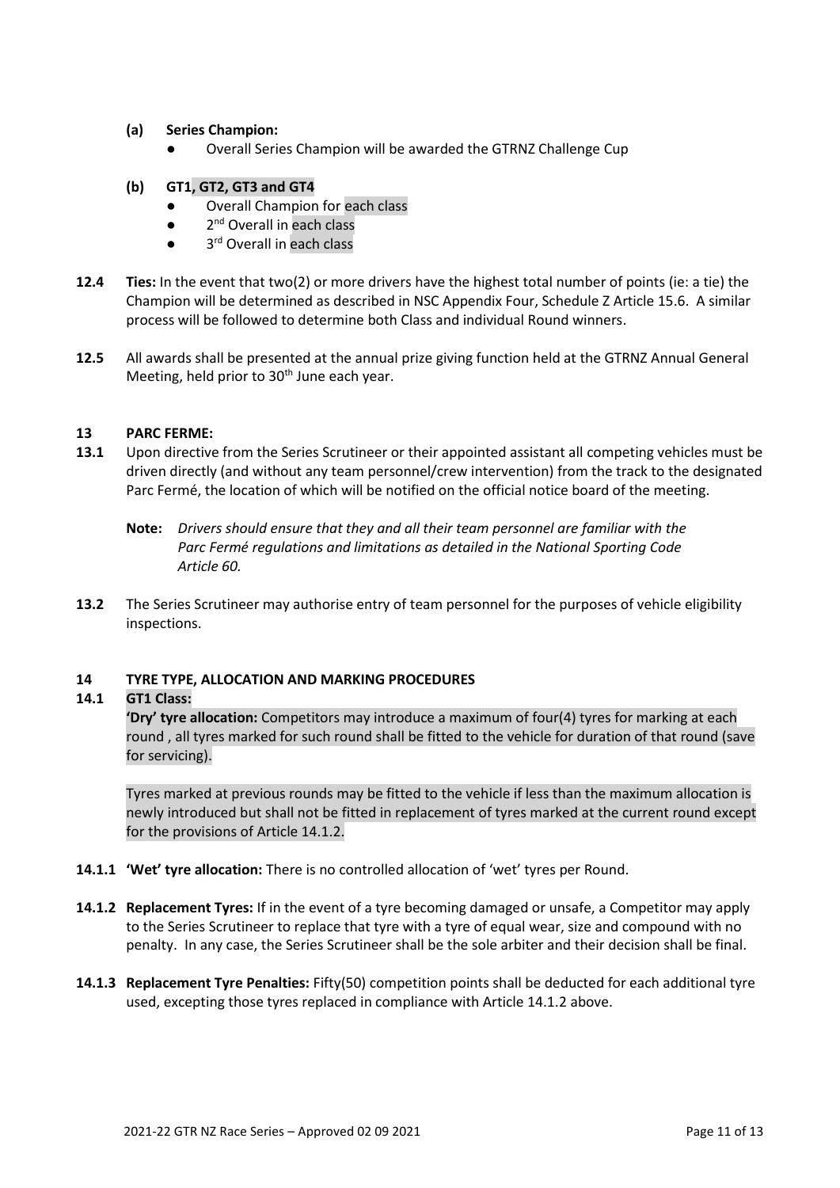**(a) Series Champion:**

- Overall Series Champion will be awarded the GTRNZ Challenge Cup

**(b) GT1, GT2, GT3 and GT4**

- Overall Champion for each class
- 2nd Overall in each class
- 3rd Overall in each class

**12.4 Ties:** In the event that two(2) or more drivers have the highest total number of points (ie: a tie) the Champion will be determined as described in NSC Appendix Four, Schedule Z Article 15.6. A similar process will be followed to determine both Class and individual Round winners.

**12.5** All awards shall be presented at the annual prize giving function held at the GTRNZ Annual General Meeting, held prior to 30th June each year.

## 13 PARC FERME:

**13.1** Upon directive from the Series Scrutineer or their appointed assistant all competing vehicles must be driven directly (and without any team personnel/crew intervention) from the track to the designated Parc Fermé, the location of which will be notified on the official notice board of the meeting.

**Note:** *Drivers should ensure that they and all their team personnel are familiar with the Parc Fermé regulations and limitations as detailed in the National Sporting Code Article 60.*

**13.2** The Series Scrutineer may authorise entry of team personnel for the purposes of vehicle eligibility inspections.

## 14 TYRE TYPE, ALLOCATION AND MARKING PROCEDURES

### 14.1 GT1 Class:

**'Dry' tyre allocation:** Competitors may introduce a maximum of four(4) tyres for marking at each round , all tyres marked for such round shall be fitted to the vehicle for duration of that round (save for servicing).

Tyres marked at previous rounds may be fitted to the vehicle if less than the maximum allocation is newly introduced but shall not be fitted in replacement of tyres marked at the current round except for the provisions of Article 14.1.2.

**14.1.1 'Wet' tyre allocation:** There is no controlled allocation of 'wet' tyres per Round.

**14.1.2 Replacement Tyres:** If in the event of a tyre becoming damaged or unsafe, a Competitor may apply to the Series Scrutineer to replace that tyre with a tyre of equal wear, size and compound with no penalty. In any case, the Series Scrutineer shall be the sole arbiter and their decision shall be final.

**14.1.3 Replacement Tyre Penalties:** Fifty(50) competition points shall be deducted for each additional tyre used, excepting those tyres replaced in compliance with Article 14.1.2 above.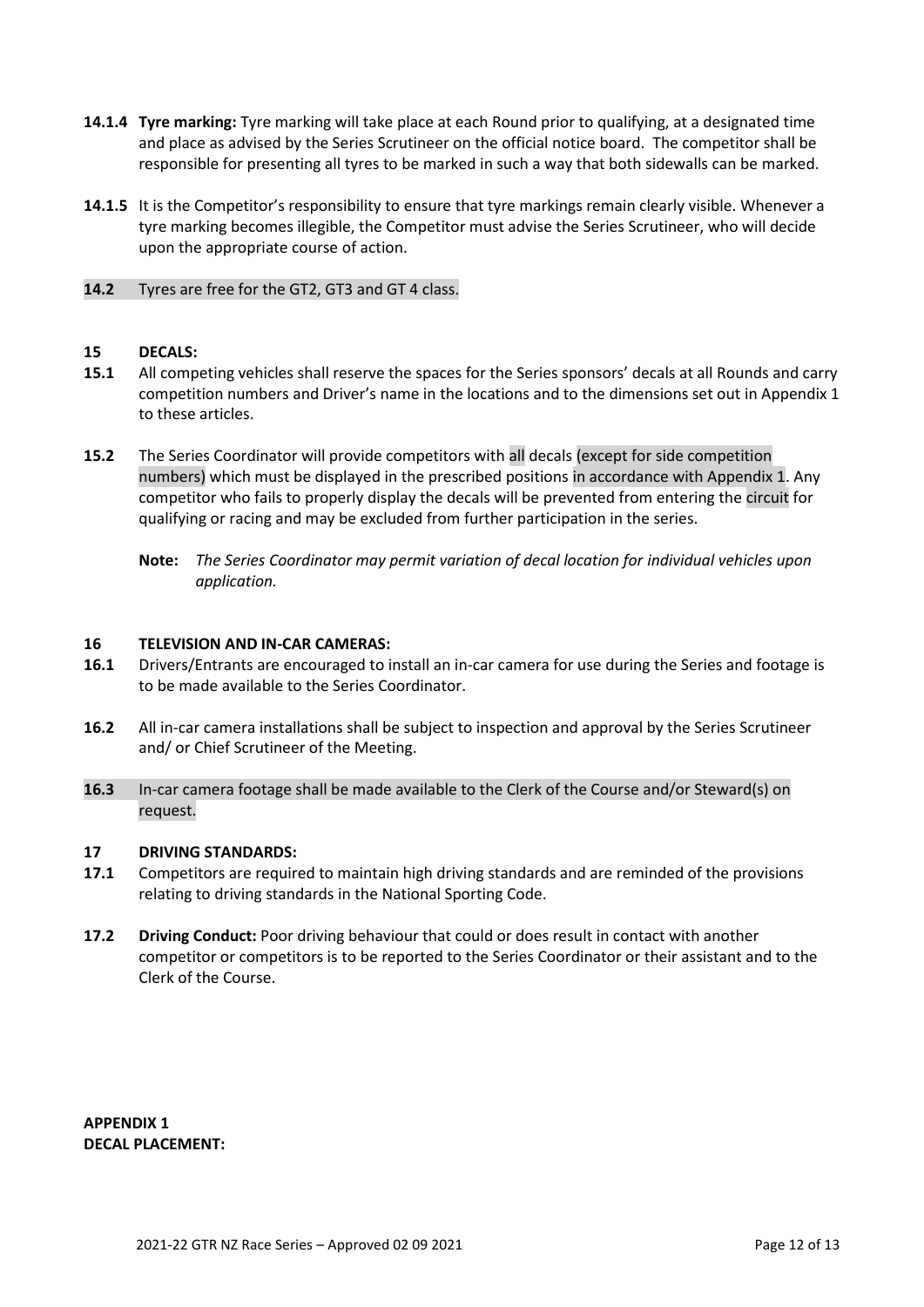**14.1.4 Tyre marking:** Tyre marking will take place at each Round prior to qualifying, at a designated time and place as advised by the Series Scrutineer on the official notice board. The competitor shall be responsible for presenting all tyres to be marked in such a way that both sidewalls can be marked.

**14.1.5** It is the Competitor's responsibility to ensure that tyre markings remain clearly visible. Whenever a tyre marking becomes illegible, the Competitor must advise the Series Scrutineer, who will decide upon the appropriate course of action.

**14.2** Tyres are free for the GT2, GT3 and GT 4 class.

## 15 DECALS:

**15.1** All competing vehicles shall reserve the spaces for the Series sponsors' decals at all Rounds and carry competition numbers and Driver's name in the locations and to the dimensions set out in Appendix 1 to these articles.

**15.2** The Series Coordinator will provide competitors with all decals (except for side competition numbers) which must be displayed in the prescribed positions in accordance with Appendix 1. Any competitor who fails to properly display the decals will be prevented from entering the circuit for qualifying or racing and may be excluded from further participation in the series.

**Note:** *The Series Coordinator may permit variation of decal location for individual vehicles upon application.*

## 16 TELEVISION AND IN-CAR CAMERAS:

**16.1** Drivers/Entrants are encouraged to install an in-car camera for use during the Series and footage is to be made available to the Series Coordinator.

**16.2** All in-car camera installations shall be subject to inspection and approval by the Series Scrutineer and/ or Chief Scrutineer of the Meeting.

**16.3** In-car camera footage shall be made available to the Clerk of the Course and/or Steward(s) on request.

## 17 DRIVING STANDARDS:

**17.1** Competitors are required to maintain high driving standards and are reminded of the provisions relating to driving standards in the National Sporting Code.

**17.2 Driving Conduct:** Poor driving behaviour that could or does result in contact with another competitor or competitors is to be reported to the Series Coordinator or their assistant and to the Clerk of the Course.

**APPENDIX 1**
**DECAL PLACEMENT:**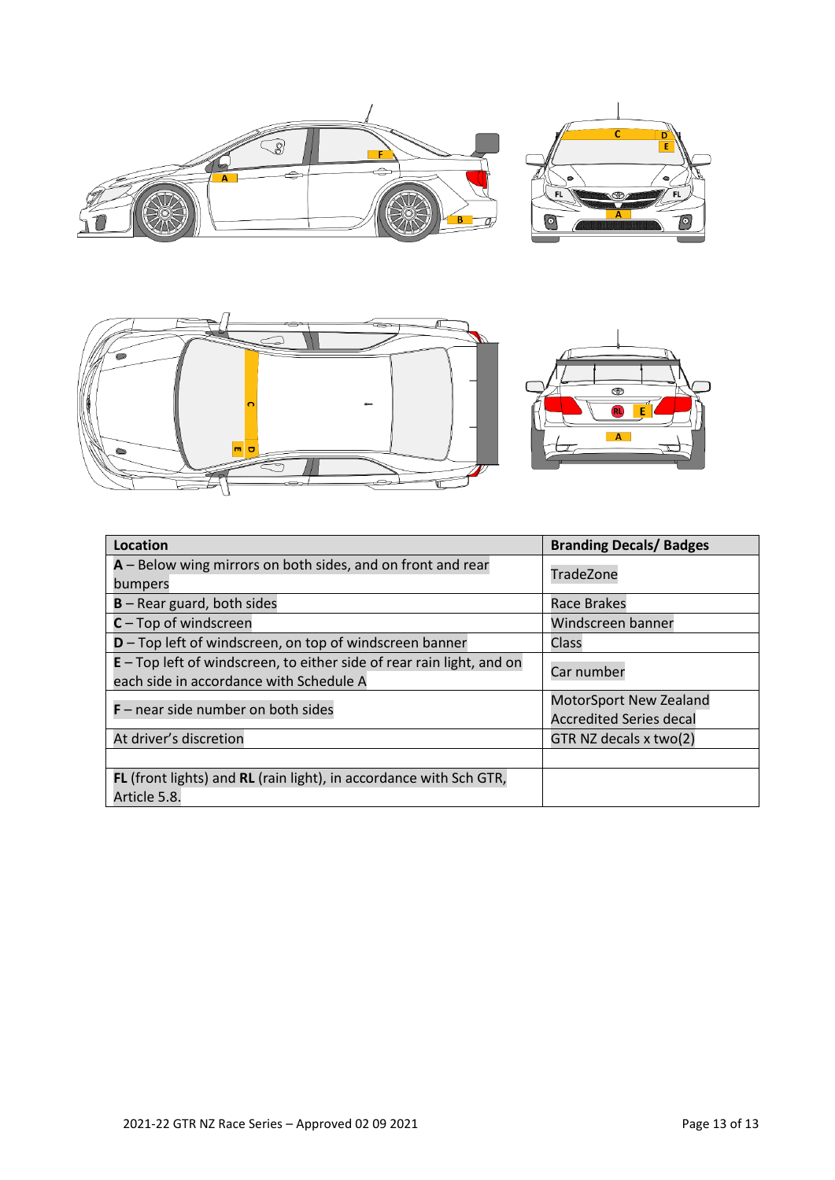| Location | Branding Decals/ Badges |
|---|---|
| **A** – Below wing mirrors on both sides, and on front and rear bumpers | TradeZone |
| **B** – Rear guard, both sides | Race Brakes |
| **C** – Top of windscreen | Windscreen banner |
| **D** – Top left of windscreen, on top of windscreen banner | Class |
| **E** – Top left of windscreen, to either side of rear rain light, and on each side in accordance with Schedule A | Car number |
| **F** – near side number on both sides | MotorSport New Zealand Accredited Series decal |
| At driver's discretion | GTR NZ decals x two(2) |
| | |
| **FL** (front lights) and **RL** (rain light), in accordance with Sch GTR, Article 5.8. | |